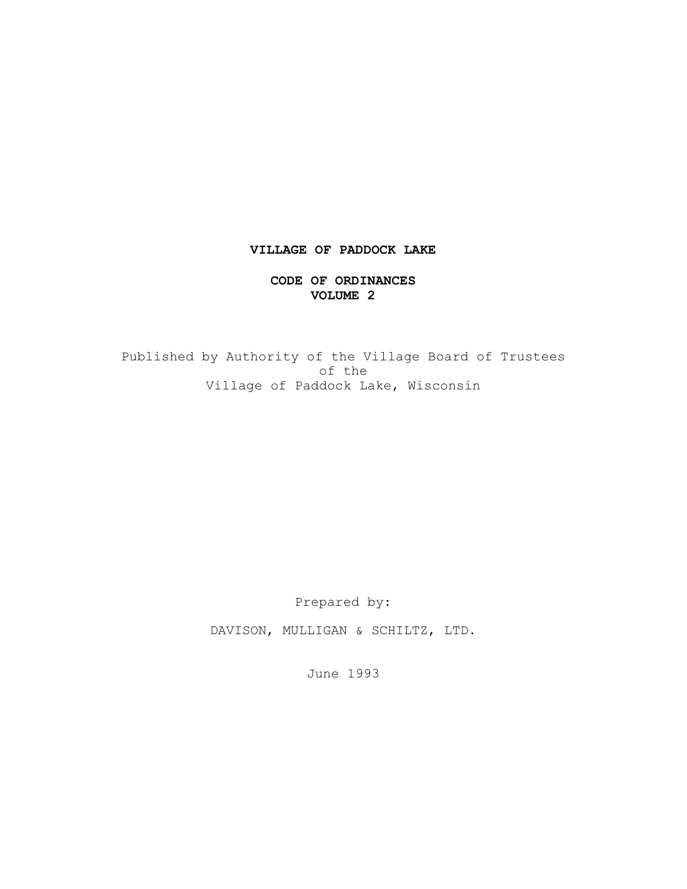# VILLAGE OF PADDOCK LAKE

## CODE OF ORDINANCES
## VOLUME 2

Published by Authority of the Village Board of Trustees of the Village of Paddock Lake, Wisconsin

Prepared by:

DAVISON, MULLIGAN & SCHILTZ, LTD.

June 1993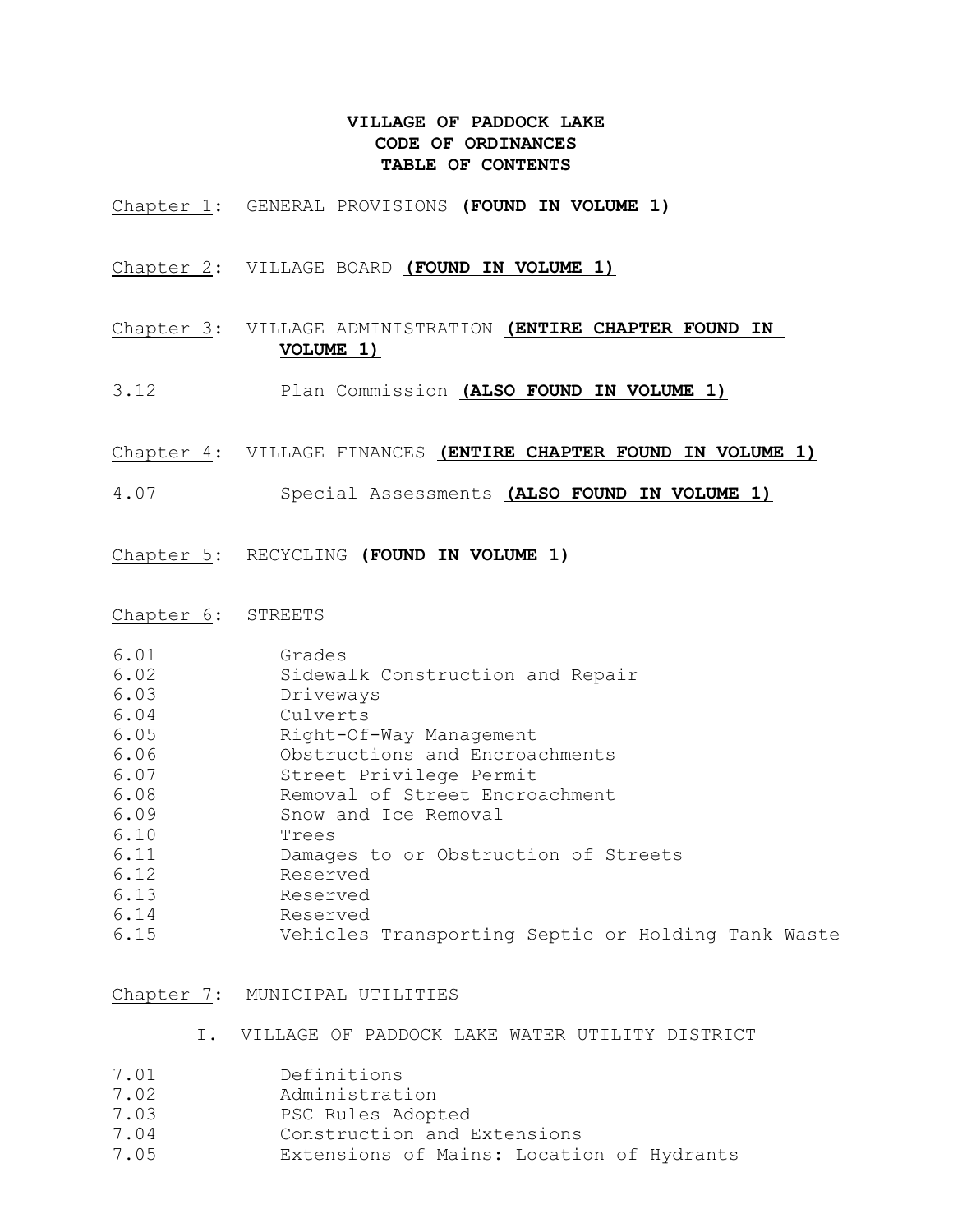# VILLAGE OF PADDOCK LAKE
## CODE OF ORDINANCES
## TABLE OF CONTENTS

Chapter 1: GENERAL PROVISIONS **(FOUND IN VOLUME 1)**

Chapter 2: VILLAGE BOARD **(FOUND IN VOLUME 1)**

Chapter 3: VILLAGE ADMINISTRATION **(ENTIRE CHAPTER FOUND IN VOLUME 1)**

3.12 Plan Commission **(ALSO FOUND IN VOLUME 1)**

Chapter 4: VILLAGE FINANCES **(ENTIRE CHAPTER FOUND IN VOLUME 1)**

4.07 Special Assessments **(ALSO FOUND IN VOLUME 1)**

Chapter 5: RECYCLING **(FOUND IN VOLUME 1)**

Chapter 6: STREETS

6.01 Grades
6.02 Sidewalk Construction and Repair
6.03 Driveways
6.04 Culverts
6.05 Right-Of-Way Management
6.06 Obstructions and Encroachments
6.07 Street Privilege Permit
6.08 Removal of Street Encroachment
6.09 Snow and Ice Removal
6.10 Trees
6.11 Damages to or Obstruction of Streets
6.12 Reserved
6.13 Reserved
6.14 Reserved
6.15 Vehicles Transporting Septic or Holding Tank Waste

Chapter 7: MUNICIPAL UTILITIES

I. VILLAGE OF PADDOCK LAKE WATER UTILITY DISTRICT

7.01 Definitions
7.02 Administration
7.03 PSC Rules Adopted
7.04 Construction and Extensions
7.05 Extensions of Mains: Location of Hydrants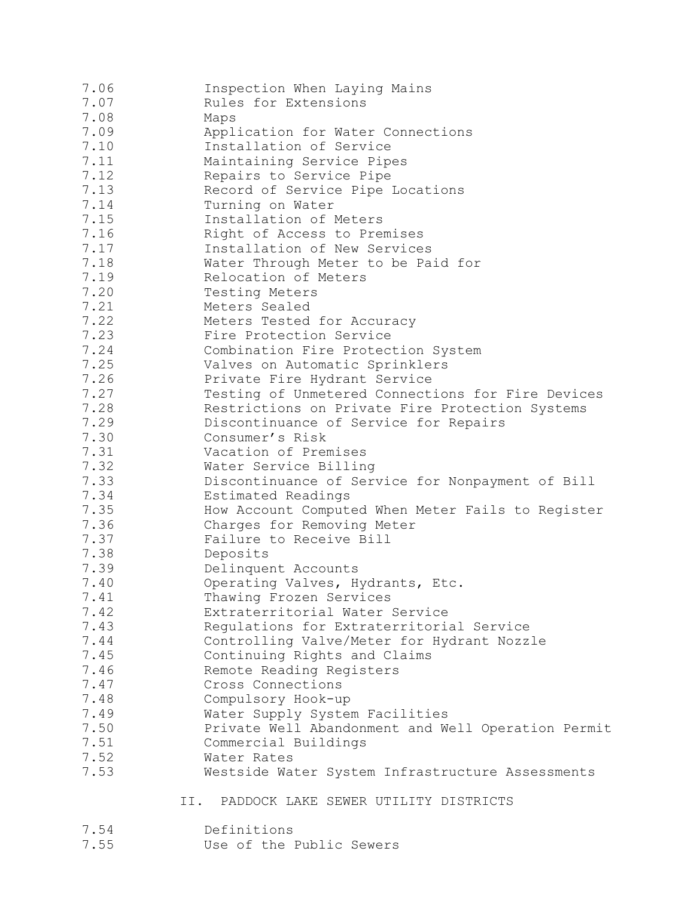7.06 Inspection When Laying Mains
7.07 Rules for Extensions
7.08 Maps
7.09 Application for Water Connections
7.10 Installation of Service
7.11 Maintaining Service Pipes
7.12 Repairs to Service Pipe
7.13 Record of Service Pipe Locations
7.14 Turning on Water
7.15 Installation of Meters
7.16 Right of Access to Premises
7.17 Installation of New Services
7.18 Water Through Meter to be Paid for
7.19 Relocation of Meters
7.20 Testing Meters
7.21 Meters Sealed
7.22 Meters Tested for Accuracy
7.23 Fire Protection Service
7.24 Combination Fire Protection System
7.25 Valves on Automatic Sprinklers
7.26 Private Fire Hydrant Service
7.27 Testing of Unmetered Connections for Fire Devices
7.28 Restrictions on Private Fire Protection Systems
7.29 Discontinuance of Service for Repairs
7.30 Consumer's Risk
7.31 Vacation of Premises
7.32 Water Service Billing
7.33 Discontinuance of Service for Nonpayment of Bill
7.34 Estimated Readings
7.35 How Account Computed When Meter Fails to Register
7.36 Charges for Removing Meter
7.37 Failure to Receive Bill
7.38 Deposits
7.39 Delinquent Accounts
7.40 Operating Valves, Hydrants, Etc.
7.41 Thawing Frozen Services
7.42 Extraterritorial Water Service
7.43 Regulations for Extraterritorial Service
7.44 Controlling Valve/Meter for Hydrant Nozzle
7.45 Continuing Rights and Claims
7.46 Remote Reading Registers
7.47 Cross Connections
7.48 Compulsory Hook-up
7.49 Water Supply System Facilities
7.50 Private Well Abandonment and Well Operation Permit
7.51 Commercial Buildings
7.52 Water Rates
7.53 Westside Water System Infrastructure Assessments

## II. PADDOCK LAKE SEWER UTILITY DISTRICTS

7.54 Definitions
7.55 Use of the Public Sewers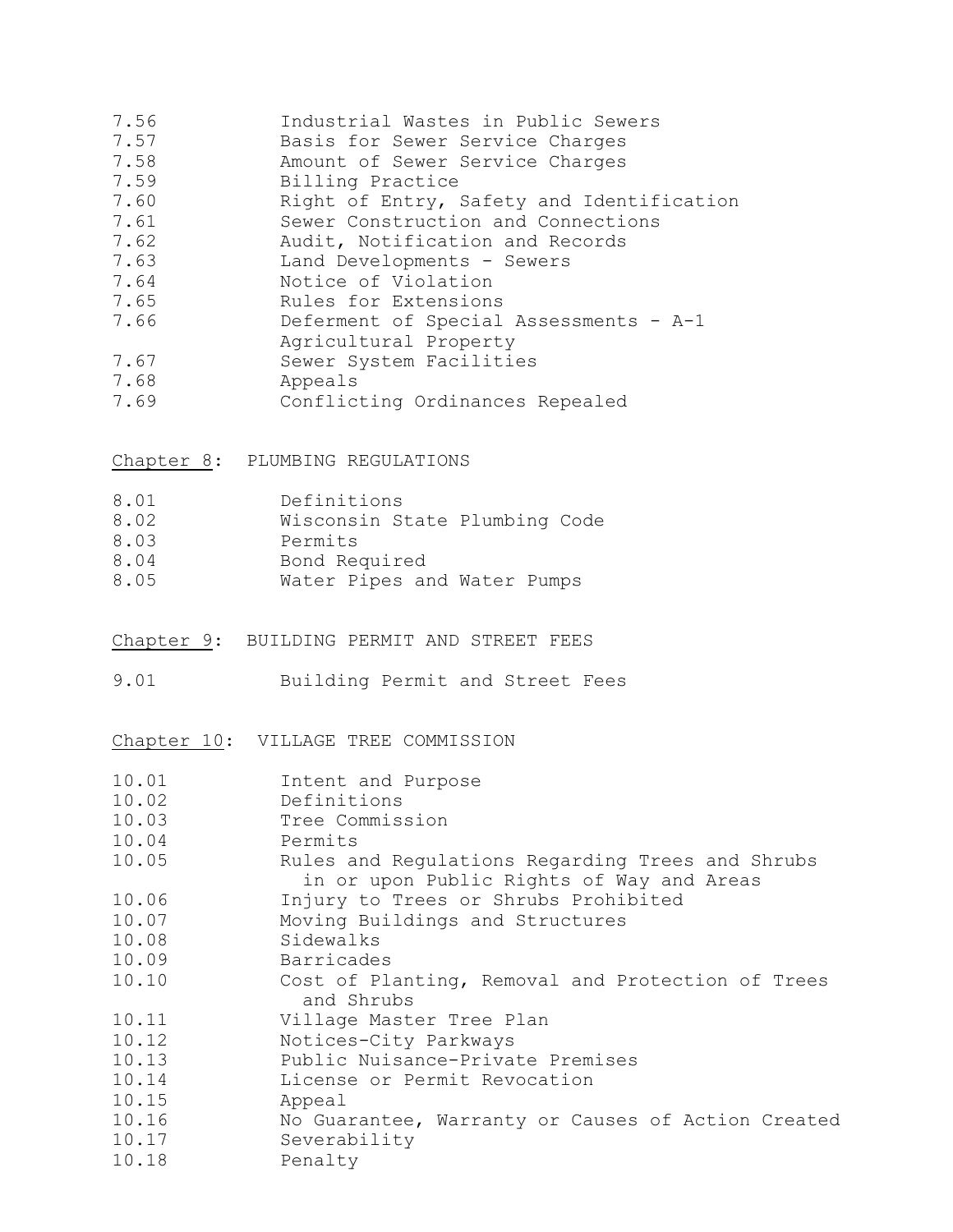| | |
|---|---|
| 7.56 | Industrial Wastes in Public Sewers |
| 7.57 | Basis for Sewer Service Charges |
| 7.58 | Amount of Sewer Service Charges |
| 7.59 | Billing Practice |
| 7.60 | Right of Entry, Safety and Identification |
| 7.61 | Sewer Construction and Connections |
| 7.62 | Audit, Notification and Records |
| 7.63 | Land Developments - Sewers |
| 7.64 | Notice of Violation |
| 7.65 | Rules for Extensions |
| 7.66 | Deferment of Special Assessments - A-1 Agricultural Property |
| 7.67 | Sewer System Facilities |
| 7.68 | Appeals |
| 7.69 | Conflicting Ordinances Repealed |

## Chapter 8: PLUMBING REGULATIONS

| | |
|---|---|
| 8.01 | Definitions |
| 8.02 | Wisconsin State Plumbing Code |
| 8.03 | Permits |
| 8.04 | Bond Required |
| 8.05 | Water Pipes and Water Pumps |

## Chapter 9: BUILDING PERMIT AND STREET FEES

| | |
|---|---|
| 9.01 | Building Permit and Street Fees |

## Chapter 10: VILLAGE TREE COMMISSION

| | |
|---|---|
| 10.01 | Intent and Purpose |
| 10.02 | Definitions |
| 10.03 | Tree Commission |
| 10.04 | Permits |
| 10.05 | Rules and Regulations Regarding Trees and Shrubs in or upon Public Rights of Way and Areas |
| 10.06 | Injury to Trees or Shrubs Prohibited |
| 10.07 | Moving Buildings and Structures |
| 10.08 | Sidewalks |
| 10.09 | Barricades |
| 10.10 | Cost of Planting, Removal and Protection of Trees and Shrubs |
| 10.11 | Village Master Tree Plan |
| 10.12 | Notices-City Parkways |
| 10.13 | Public Nuisance-Private Premises |
| 10.14 | License or Permit Revocation |
| 10.15 | Appeal |
| 10.16 | No Guarantee, Warranty or Causes of Action Created |
| 10.17 | Severability |
| 10.18 | Penalty |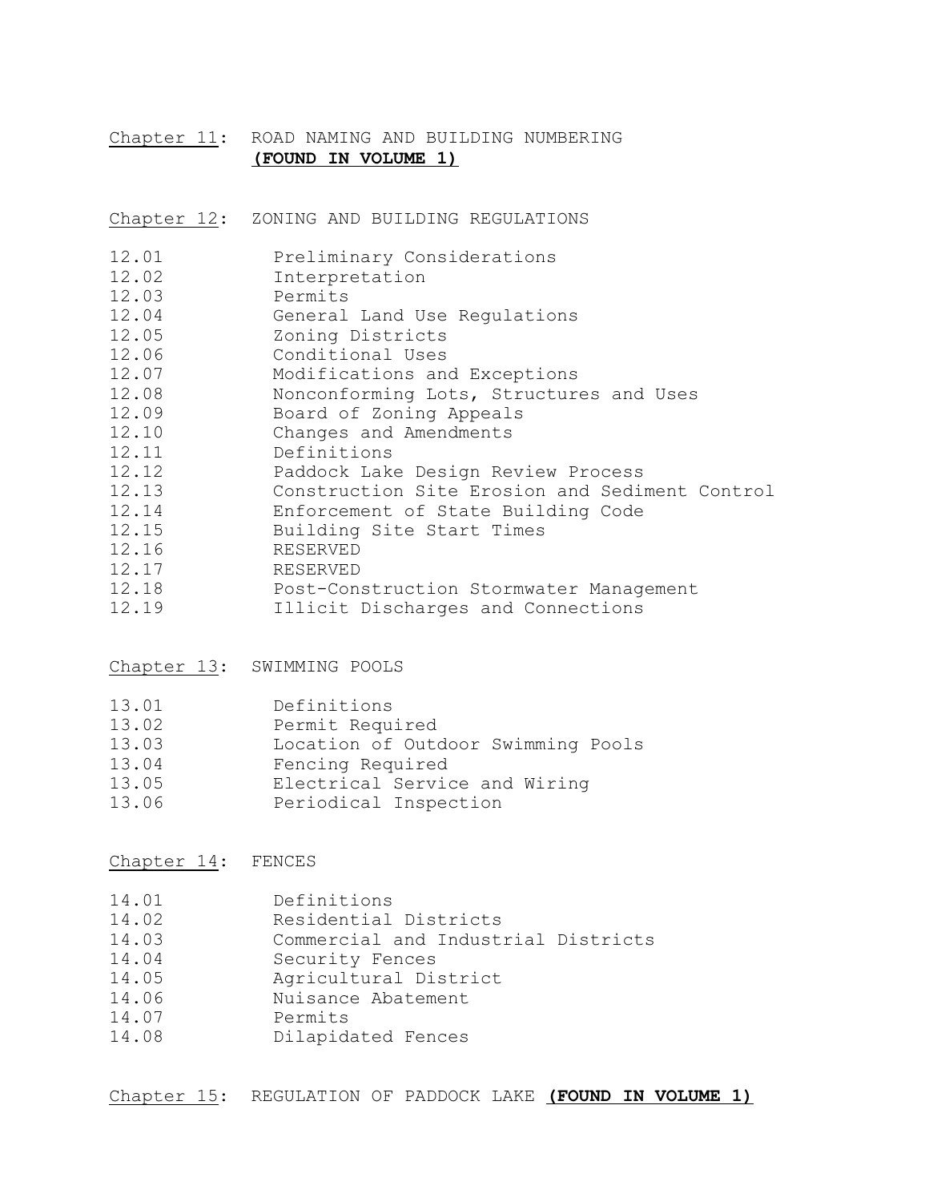Chapter 11: ROAD NAMING AND BUILDING NUMBERING **(FOUND IN VOLUME 1)**

Chapter 12: ZONING AND BUILDING REGULATIONS

12.01 Preliminary Considerations
12.02 Interpretation
12.03 Permits
12.04 General Land Use Regulations
12.05 Zoning Districts
12.06 Conditional Uses
12.07 Modifications and Exceptions
12.08 Nonconforming Lots, Structures and Uses
12.09 Board of Zoning Appeals
12.10 Changes and Amendments
12.11 Definitions
12.12 Paddock Lake Design Review Process
12.13 Construction Site Erosion and Sediment Control
12.14 Enforcement of State Building Code
12.15 Building Site Start Times
12.16 RESERVED
12.17 RESERVED
12.18 Post-Construction Stormwater Management
12.19 Illicit Discharges and Connections

Chapter 13: SWIMMING POOLS

13.01 Definitions
13.02 Permit Required
13.03 Location of Outdoor Swimming Pools
13.04 Fencing Required
13.05 Electrical Service and Wiring
13.06 Periodical Inspection

Chapter 14: FENCES

14.01 Definitions
14.02 Residential Districts
14.03 Commercial and Industrial Districts
14.04 Security Fences
14.05 Agricultural District
14.06 Nuisance Abatement
14.07 Permits
14.08 Dilapidated Fences

Chapter 15: REGULATION OF PADDOCK LAKE **(FOUND IN VOLUME 1)**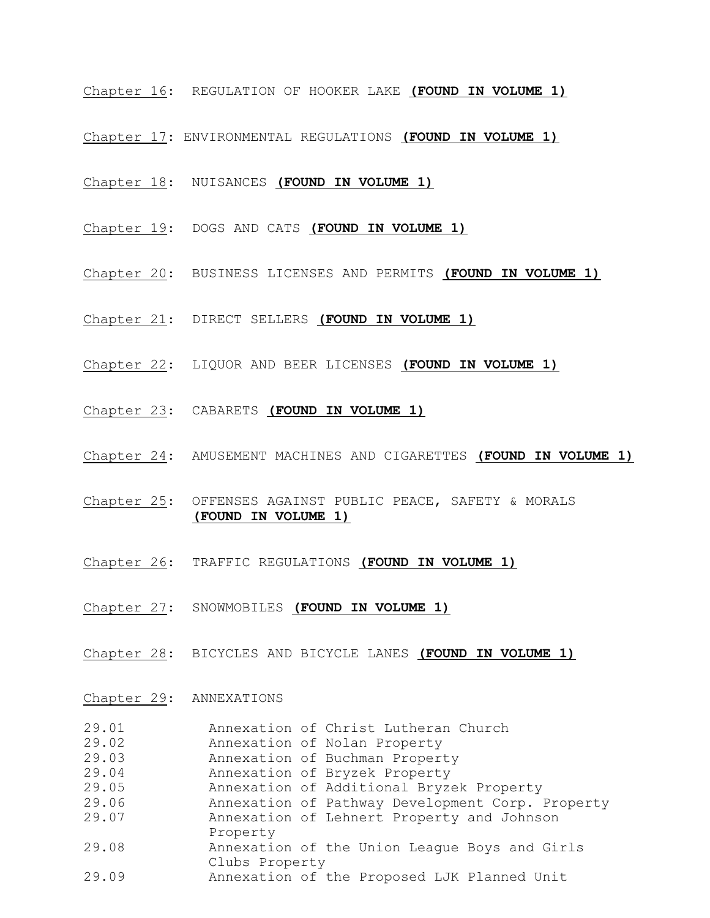Chapter 16: REGULATION OF HOOKER LAKE **(FOUND IN VOLUME 1)**

Chapter 17: ENVIRONMENTAL REGULATIONS **(FOUND IN VOLUME 1)**

Chapter 18: NUISANCES **(FOUND IN VOLUME 1)**

Chapter 19: DOGS AND CATS **(FOUND IN VOLUME 1)**

Chapter 20: BUSINESS LICENSES AND PERMITS **(FOUND IN VOLUME 1)**

Chapter 21: DIRECT SELLERS **(FOUND IN VOLUME 1)**

Chapter 22: LIQUOR AND BEER LICENSES **(FOUND IN VOLUME 1)**

Chapter 23: CABARETS **(FOUND IN VOLUME 1)**

Chapter 24: AMUSEMENT MACHINES AND CIGARETTES **(FOUND IN VOLUME 1)**

Chapter 25: OFFENSES AGAINST PUBLIC PEACE, SAFETY & MORALS **(FOUND IN VOLUME 1)**

Chapter 26: TRAFFIC REGULATIONS **(FOUND IN VOLUME 1)**

Chapter 27: SNOWMOBILES **(FOUND IN VOLUME 1)**

Chapter 28: BICYCLES AND BICYCLE LANES **(FOUND IN VOLUME 1)**

Chapter 29: ANNEXATIONS

29.01 Annexation of Christ Lutheran Church
29.02 Annexation of Nolan Property
29.03 Annexation of Buchman Property
29.04 Annexation of Bryzek Property
29.05 Annexation of Additional Bryzek Property
29.06 Annexation of Pathway Development Corp. Property
29.07 Annexation of Lehnert Property and Johnson Property
29.08 Annexation of the Union League Boys and Girls Clubs Property
29.09 Annexation of the Proposed LJK Planned Unit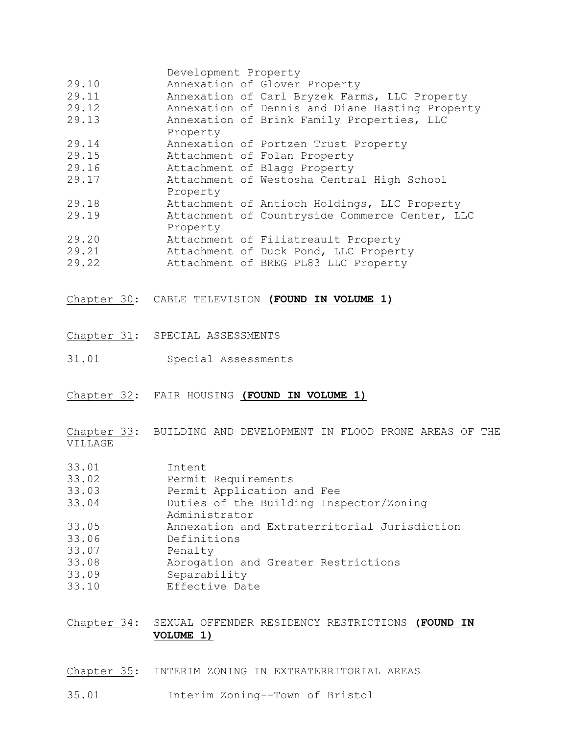Development Property

29.10 Annexation of Glover Property
29.11 Annexation of Carl Bryzek Farms, LLC Property
29.12 Annexation of Dennis and Diane Hasting Property
29.13 Annexation of Brink Family Properties, LLC Property
29.14 Annexation of Portzen Trust Property
29.15 Attachment of Folan Property
29.16 Attachment of Blagg Property
29.17 Attachment of Westosha Central High School Property
29.18 Attachment of Antioch Holdings, LLC Property
29.19 Attachment of Countryside Commerce Center, LLC Property
29.20 Attachment of Filiatreault Property
29.21 Attachment of Duck Pond, LLC Property
29.22 Attachment of BREG PL83 LLC Property

Chapter 30: CABLE TELEVISION **(FOUND IN VOLUME 1)**

Chapter 31: SPECIAL ASSESSMENTS

31.01 Special Assessments

Chapter 32: FAIR HOUSING **(FOUND IN VOLUME 1)**

Chapter 33: BUILDING AND DEVELOPMENT IN FLOOD PRONE AREAS OF THE VILLAGE

33.01 Intent
33.02 Permit Requirements
33.03 Permit Application and Fee
33.04 Duties of the Building Inspector/Zoning Administrator
33.05 Annexation and Extraterritorial Jurisdiction
33.06 Definitions
33.07 Penalty
33.08 Abrogation and Greater Restrictions
33.09 Separability
33.10 Effective Date

Chapter 34: SEXUAL OFFENDER RESIDENCY RESTRICTIONS **(FOUND IN VOLUME 1)**

Chapter 35: INTERIM ZONING IN EXTRATERRITORIAL AREAS

35.01 Interim Zoning--Town of Bristol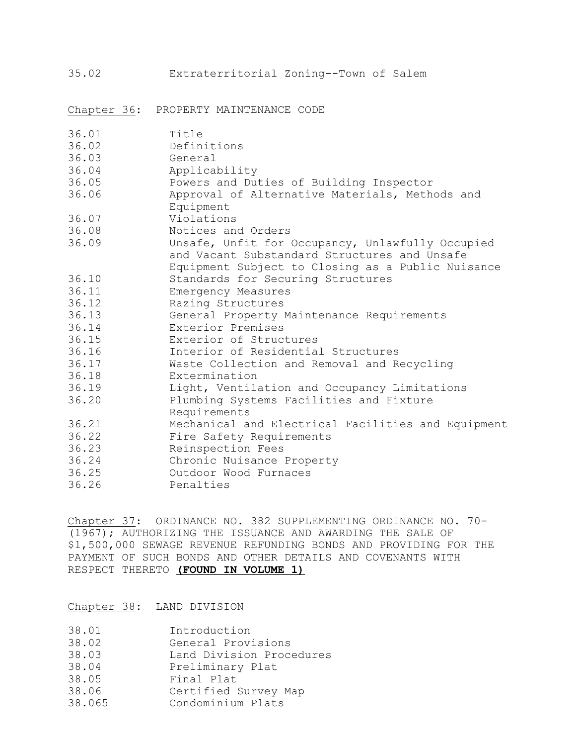35.02 Extraterritorial Zoning--Town of Salem

## Chapter 36: PROPERTY MAINTENANCE CODE

| | |
|---|---|
| 36.01 | Title |
| 36.02 | Definitions |
| 36.03 | General |
| 36.04 | Applicability |
| 36.05 | Powers and Duties of Building Inspector |
| 36.06 | Approval of Alternative Materials, Methods and Equipment |
| 36.07 | Violations |
| 36.08 | Notices and Orders |
| 36.09 | Unsafe, Unfit for Occupancy, Unlawfully Occupied and Vacant Substandard Structures and Unsafe Equipment Subject to Closing as a Public Nuisance |
| 36.10 | Standards for Securing Structures |
| 36.11 | Emergency Measures |
| 36.12 | Razing Structures |
| 36.13 | General Property Maintenance Requirements |
| 36.14 | Exterior Premises |
| 36.15 | Exterior of Structures |
| 36.16 | Interior of Residential Structures |
| 36.17 | Waste Collection and Removal and Recycling |
| 36.18 | Extermination |
| 36.19 | Light, Ventilation and Occupancy Limitations |
| 36.20 | Plumbing Systems Facilities and Fixture Requirements |
| 36.21 | Mechanical and Electrical Facilities and Equipment |
| 36.22 | Fire Safety Requirements |
| 36.23 | Reinspection Fees |
| 36.24 | Chronic Nuisance Property |
| 36.25 | Outdoor Wood Furnaces |
| 36.26 | Penalties |

## Chapter 37: ORDINANCE NO. 382 SUPPLEMENTING ORDINANCE NO. 70-(1967); AUTHORIZING THE ISSUANCE AND AWARDING THE SALE OF $1,500,000 SEWAGE REVENUE REFUNDING BONDS AND PROVIDING FOR THE PAYMENT OF SUCH BONDS AND OTHER DETAILS AND COVENANTS WITH RESPECT THERETO **(FOUND IN VOLUME 1)**

## Chapter 38: LAND DIVISION

| | |
|---|---|
| 38.01 | Introduction |
| 38.02 | General Provisions |
| 38.03 | Land Division Procedures |
| 38.04 | Preliminary Plat |
| 38.05 | Final Plat |
| 38.06 | Certified Survey Map |
| 38.065 | Condominium Plats |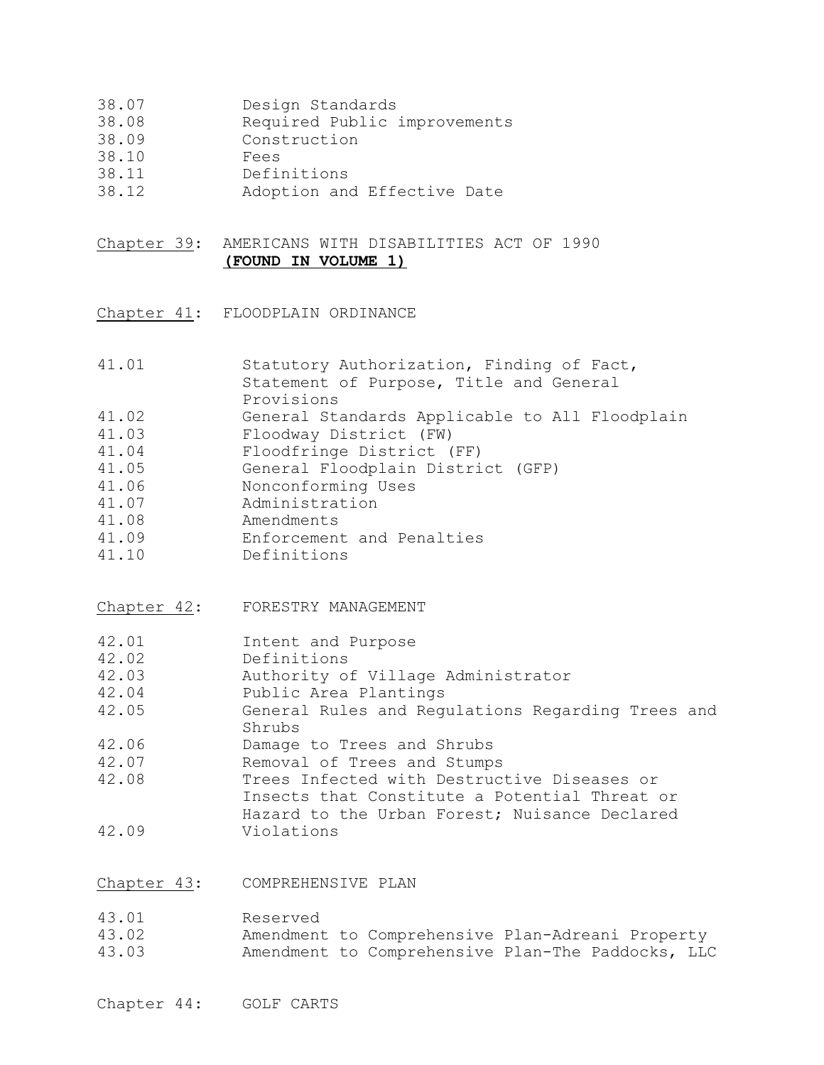38.07 Design Standards
38.08 Required Public improvements
38.09 Construction
38.10 Fees
38.11 Definitions
38.12 Adoption and Effective Date

<u>Chapter 39</u>: AMERICANS WITH DISABILITIES ACT OF 1990
**<u>(FOUND IN VOLUME 1)</u>**

<u>Chapter 41</u>: FLOODPLAIN ORDINANCE

41.01 Statutory Authorization, Finding of Fact, Statement of Purpose, Title and General Provisions
41.02 General Standards Applicable to All Floodplain
41.03 Floodway District (FW)
41.04 Floodfringe District (FF)
41.05 General Floodplain District (GFP)
41.06 Nonconforming Uses
41.07 Administration
41.08 Amendments
41.09 Enforcement and Penalties
41.10 Definitions

<u>Chapter 42</u>: FORESTRY MANAGEMENT

42.01 Intent and Purpose
42.02 Definitions
42.03 Authority of Village Administrator
42.04 Public Area Plantings
42.05 General Rules and Regulations Regarding Trees and Shrubs
42.06 Damage to Trees and Shrubs
42.07 Removal of Trees and Stumps
42.08 Trees Infected with Destructive Diseases or Insects that Constitute a Potential Threat or Hazard to the Urban Forest; Nuisance Declared
42.09 Violations

<u>Chapter 43</u>: COMPREHENSIVE PLAN

43.01 Reserved
43.02 Amendment to Comprehensive Plan-Adreani Property
43.03 Amendment to Comprehensive Plan-The Paddocks, LLC

Chapter 44: GOLF CARTS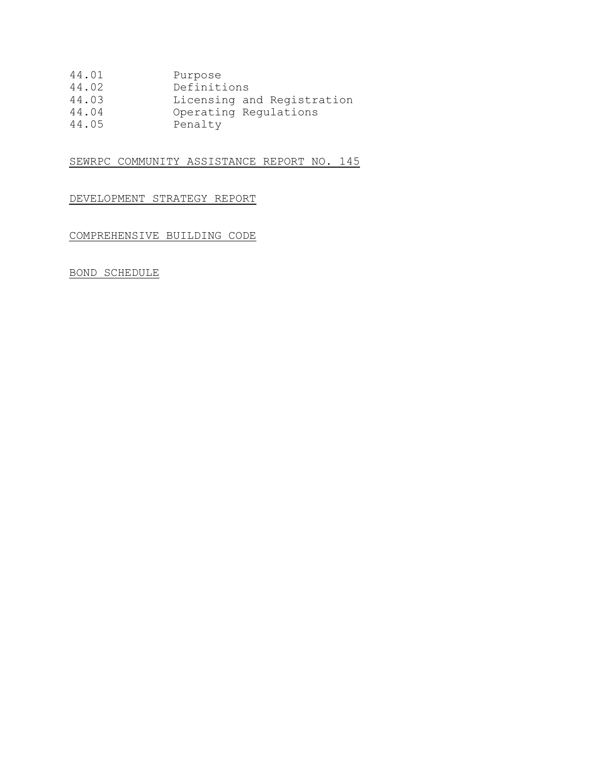44.01 Purpose
44.02 Definitions
44.03 Licensing and Registration
44.04 Operating Regulations
44.05 Penalty

<u>SEWRPC COMMUNITY ASSISTANCE REPORT NO. 145</u>

<u>DEVELOPMENT STRATEGY REPORT</u>

<u>COMPREHENSIVE BUILDING CODE</u>

<u>BOND SCHEDULE</u>